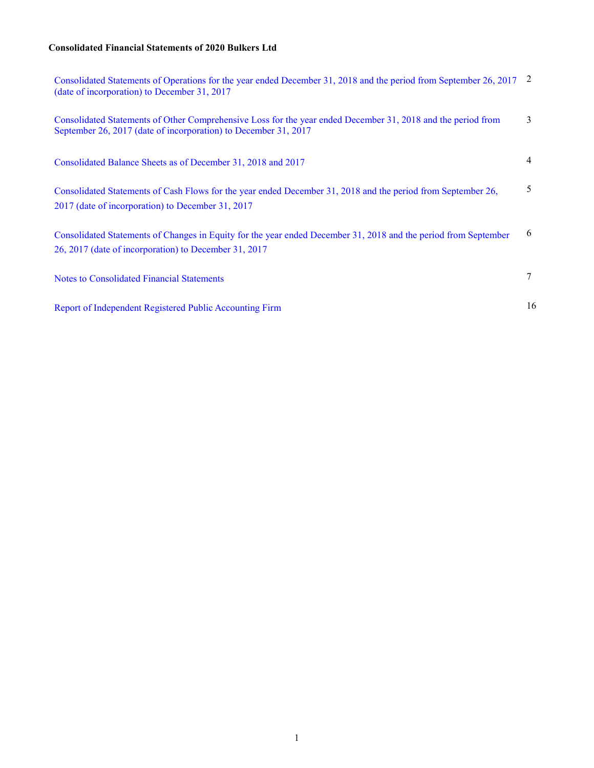**Consolidated Financial Statements of 2020 Bulkers Ltd**

| | |
|---|---|
| Consolidated Statements of Operations for the year ended December 31, 2018 and the period from September 26, 2017 (date of incorporation) to December 31, 2017 | 2 |
| Consolidated Statements of Other Comprehensive Loss for the year ended December 31, 2018 and the period from September 26, 2017 (date of incorporation) to December 31, 2017 | 3 |
| Consolidated Balance Sheets as of December 31, 2018 and 2017 | 4 |
| Consolidated Statements of Cash Flows for the year ended December 31, 2018 and the period from September 26, 2017 (date of incorporation) to December 31, 2017 | 5 |
| Consolidated Statements of Changes in Equity for the year ended December 31, 2018 and the period from September 26, 2017 (date of incorporation) to December 31, 2017 | 6 |
| Notes to Consolidated Financial Statements | 7 |
| Report of Independent Registered Public Accounting Firm | 16 |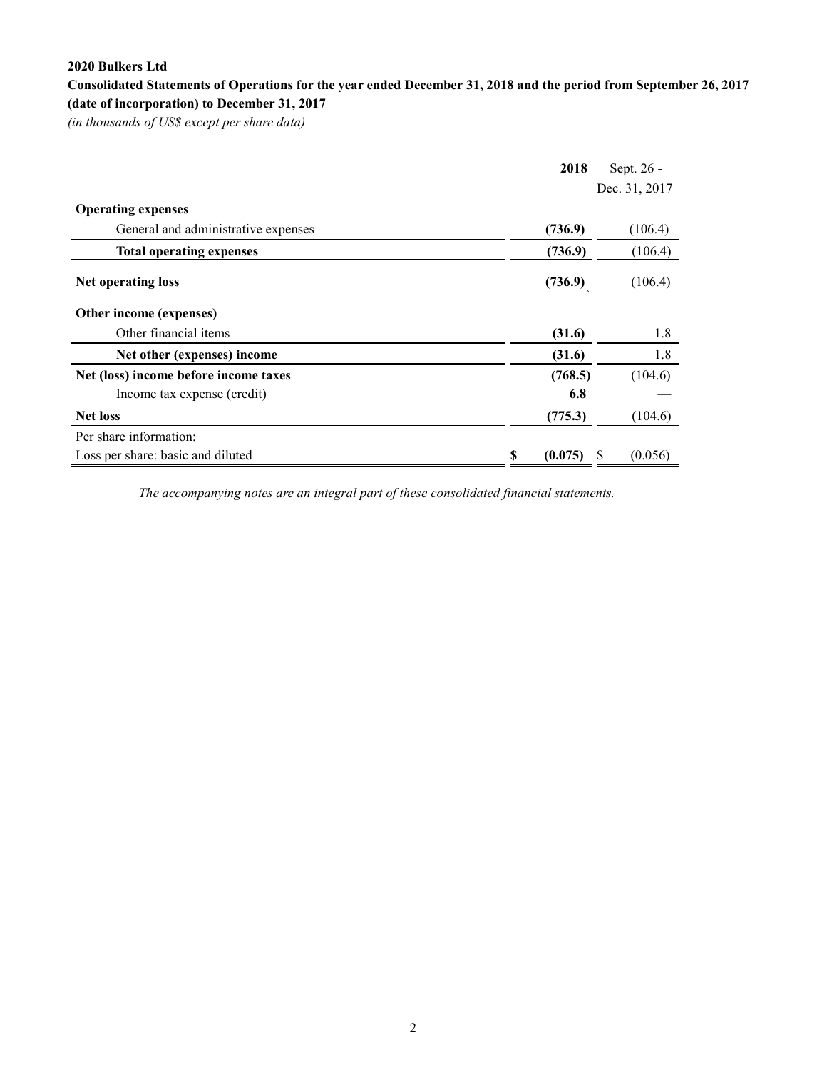**2020 Bulkers Ltd**

**Consolidated Statements of Operations for the year ended December 31, 2018 and the period from September 26, 2017 (date of incorporation) to December 31, 2017**

*(in thousands of US$ except per share data)*

| | **2018** | Sept. 26 - Dec. 31, 2017 |
|---|---|---|
| **Operating expenses** | | |
| General and administrative expenses | **(736.9)** | (106.4) |
| **Total operating expenses** | **(736.9)** | (106.4) |
| **Net operating loss** | **(736.9)** | (106.4) |
| **Other income (expenses)** | | |
| Other financial items | **(31.6)** | 1.8 |
| **Net other (expenses) income** | **(31.6)** | 1.8 |
| **Net (loss) income before income taxes** | **(768.5)** | (104.6) |
| Income tax expense (credit) | **6.8** | — |
| **Net loss** | **(775.3)** | (104.6) |
| Per share information: | | |
| Loss per share: basic and diluted | **$ (0.075)** | $ (0.056) |

*The accompanying notes are an integral part of these consolidated financial statements.*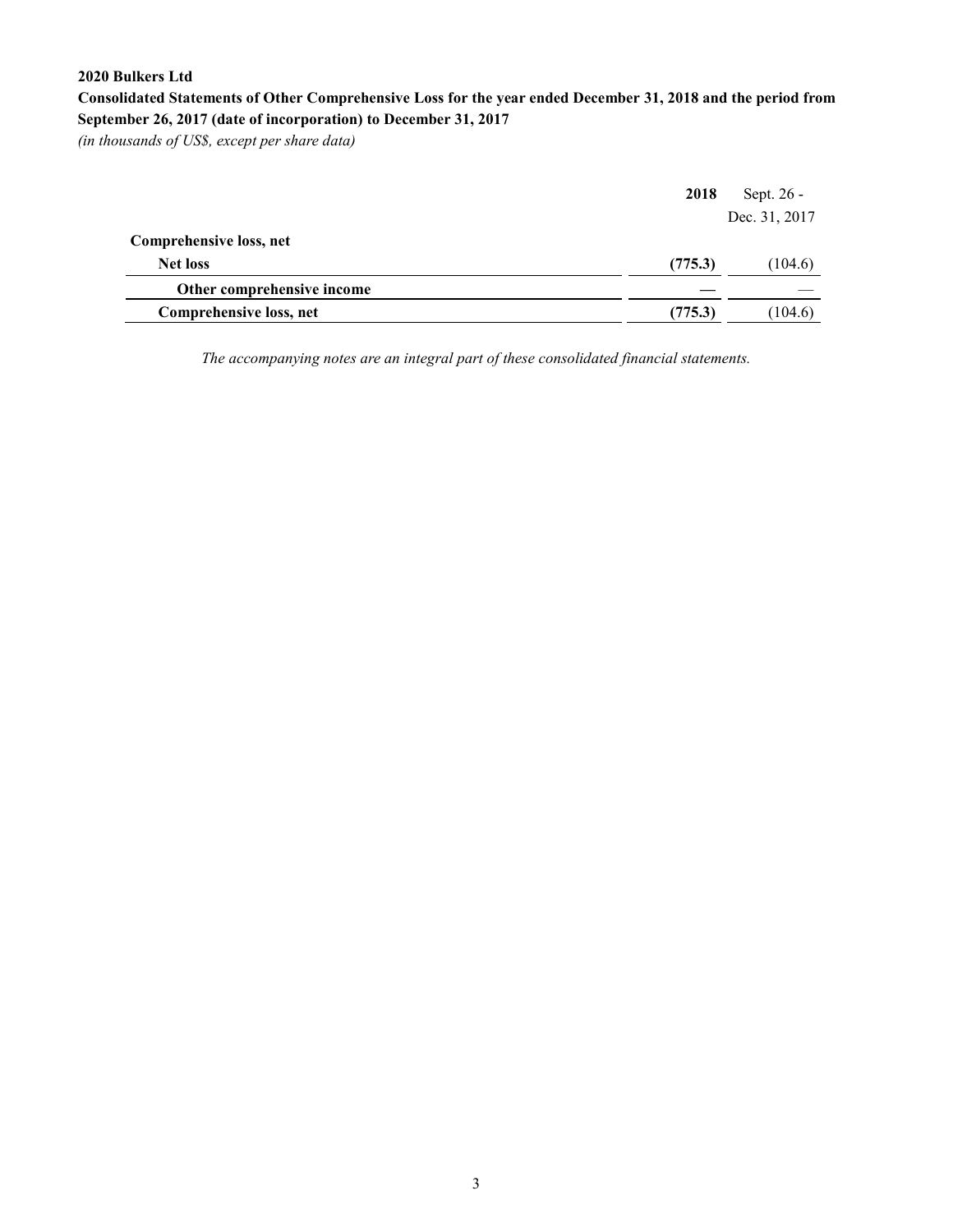**2020 Bulkers Ltd**

**Consolidated Statements of Other Comprehensive Loss for the year ended December 31, 2018 and the period from September 26, 2017 (date of incorporation) to December 31, 2017**

*(in thousands of US$, except per share data)*

| | **2018** | Sept. 26 - Dec. 31, 2017 |
|---|---|---|
| **Comprehensive loss, net** | | |
| **Net loss** | **(775.3)** | (104.6) |
| **Other comprehensive income** | **—** | — |
| **Comprehensive loss, net** | **(775.3)** | (104.6) |

*The accompanying notes are an integral part of these consolidated financial statements.*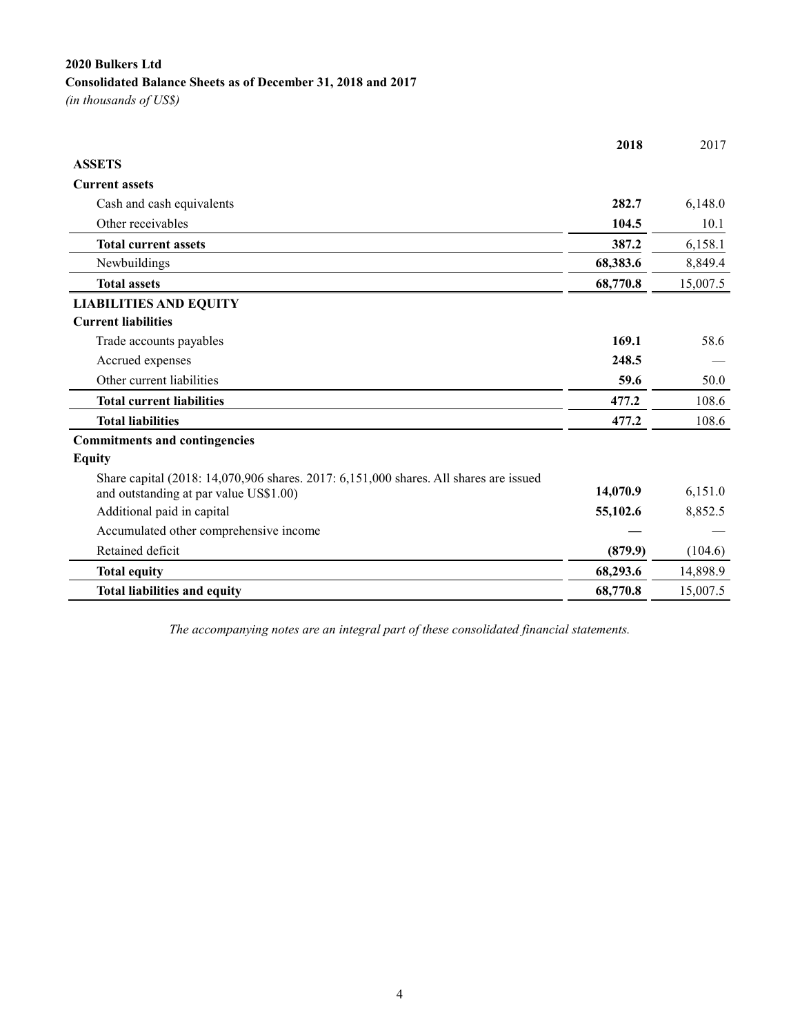**2020 Bulkers Ltd**

**Consolidated Balance Sheets as of December 31, 2018 and 2017**

*(in thousands of US$)*

| | **2018** | 2017 |
|---|---|---|
| **ASSETS** | | |
| **Current assets** | | |
| Cash and cash equivalents | **282.7** | 6,148.0 |
| Other receivables | **104.5** | 10.1 |
| **Total current assets** | **387.2** | 6,158.1 |
| Newbuildings | **68,383.6** | 8,849.4 |
| **Total assets** | **68,770.8** | 15,007.5 |
| **LIABILITIES AND EQUITY** | | |
| **Current liabilities** | | |
| Trade accounts payables | **169.1** | 58.6 |
| Accrued expenses | **248.5** | — |
| Other current liabilities | **59.6** | 50.0 |
| **Total current liabilities** | **477.2** | 108.6 |
| **Total liabilities** | **477.2** | 108.6 |
| **Commitments and contingencies** | | |
| **Equity** | | |
| Share capital (2018: 14,070,906 shares. 2017: 6,151,000 shares. All shares are issued and outstanding at par value US$1.00) | **14,070.9** | 6,151.0 |
| Additional paid in capital | **55,102.6** | 8,852.5 |
| Accumulated other comprehensive income | **—** | — |
| Retained deficit | **(879.9)** | (104.6) |
| **Total equity** | **68,293.6** | 14,898.9 |
| **Total liabilities and equity** | **68,770.8** | 15,007.5 |

*The accompanying notes are an integral part of these consolidated financial statements.*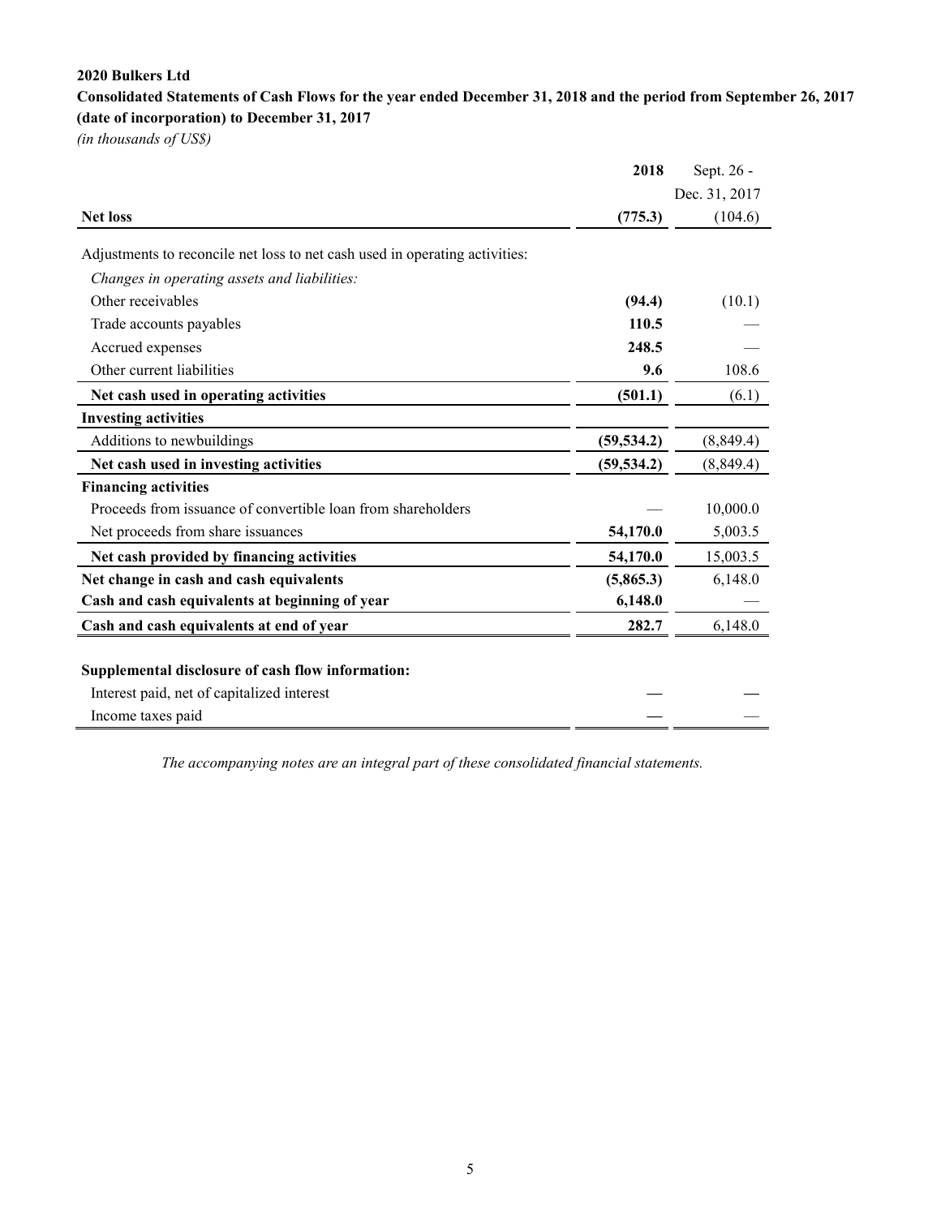**2020 Bulkers Ltd**

**Consolidated Statements of Cash Flows for the year ended December 31, 2018 and the period from September 26, 2017 (date of incorporation) to December 31, 2017**

*(in thousands of US$)*

| | **2018** | Sept. 26 - Dec. 31, 2017 |
|---|---|---|
| **Net loss** | **(775.3)** | (104.6) |
| Adjustments to reconcile net loss to net cash used in operating activities: | | |
| *Changes in operating assets and liabilities:* | | |
| Other receivables | **(94.4)** | (10.1) |
| Trade accounts payables | **110.5** | — |
| Accrued expenses | **248.5** | — |
| Other current liabilities | **9.6** | 108.6 |
| **Net cash used in operating activities** | **(501.1)** | (6.1) |
| **Investing activities** | | |
| Additions to newbuildings | **(59,534.2)** | (8,849.4) |
| **Net cash used in investing activities** | **(59,534.2)** | (8,849.4) |
| **Financing activities** | | |
| Proceeds from issuance of convertible loan from shareholders | — | 10,000.0 |
| Net proceeds from share issuances | **54,170.0** | 5,003.5 |
| **Net cash provided by financing activities** | **54,170.0** | 15,003.5 |
| **Net change in cash and cash equivalents** | **(5,865.3)** | 6,148.0 |
| **Cash and cash equivalents at beginning of year** | **6,148.0** | — |
| **Cash and cash equivalents at end of year** | **282.7** | 6,148.0 |
| | | |
| **Supplemental disclosure of cash flow information:** | | |
| Interest paid, net of capitalized interest | **—** | **—** |
| Income taxes paid | **—** | — |

*The accompanying notes are an integral part of these consolidated financial statements.*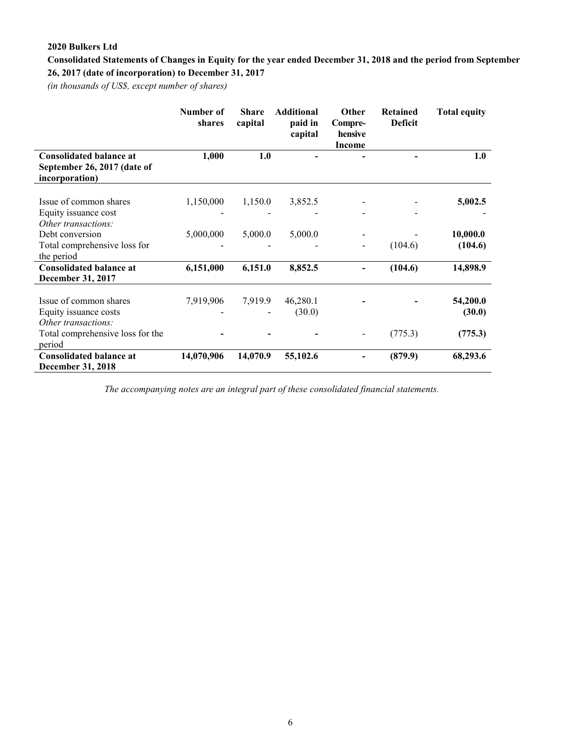**2020 Bulkers Ltd**

**Consolidated Statements of Changes in Equity for the year ended December 31, 2018 and the period from September 26, 2017 (date of incorporation) to December 31, 2017**

*(in thousands of US$, except number of shares)*

| | Number of shares | Share capital | Additional paid in capital | Other Compre-hensive Income | Retained Deficit | Total equity |
|---|---|---|---|---|---|---|
| **Consolidated balance at September 26, 2017 (date of incorporation)** | **1,000** | **1.0** | **-** | **-** | **-** | **1.0** |
| Issue of common shares | 1,150,000 | 1,150.0 | 3,852.5 | - | - | **5,002.5** |
| Equity issuance cost | - | - | - | - | - | - |
| *Other transactions:* | | | | | | |
| Debt conversion | 5,000,000 | 5,000.0 | 5,000.0 | - | - | **10,000.0** |
| Total comprehensive loss for the period | - | - | - | - | (104.6) | **(104.6)** |
| **Consolidated balance at December 31, 2017** | **6,151,000** | **6,151.0** | **8,852.5** | **-** | **(104.6)** | **14,898.9** |
| Issue of common shares | 7,919,906 | 7,919.9 | 46,280.1 | **-** | **-** | **54,200.0** |
| Equity issuance costs | - | - | (30.0) | | | **(30.0)** |
| *Other transactions:* | | | | | | |
| Total comprehensive loss for the period | **-** | **-** | **-** | - | (775.3) | **(775.3)** |
| **Consolidated balance at December 31, 2018** | **14,070,906** | **14,070.9** | **55,102.6** | **-** | **(879.9)** | **68,293.6** |

*The accompanying notes are an integral part of these consolidated financial statements.*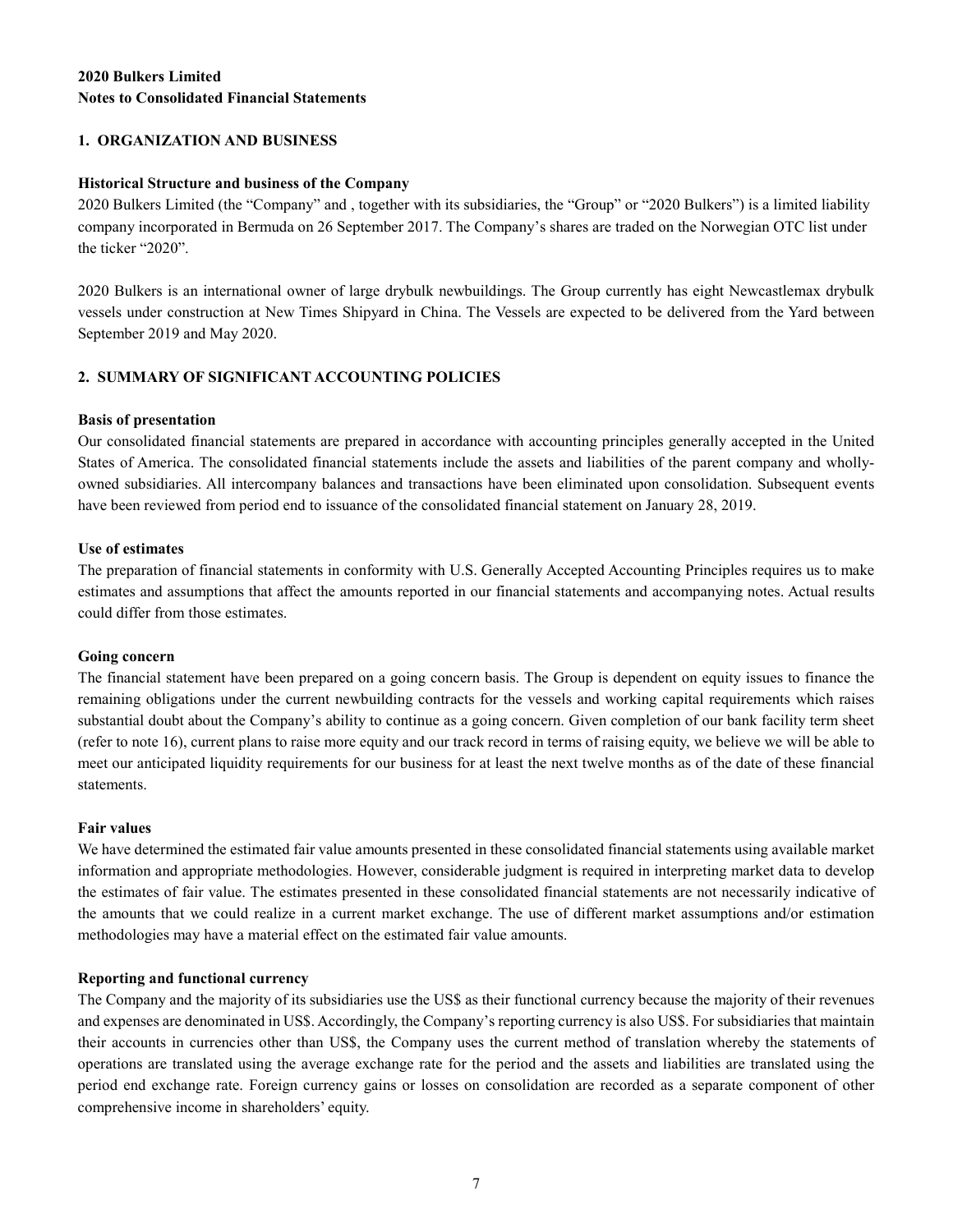**2020 Bulkers Limited**
**Notes to Consolidated Financial Statements**

## 1. ORGANIZATION AND BUSINESS

**Historical Structure and business of the Company**

2020 Bulkers Limited (the "Company" and , together with its subsidiaries, the "Group" or "2020 Bulkers") is a limited liability company incorporated in Bermuda on 26 September 2017. The Company's shares are traded on the Norwegian OTC list under the ticker "2020".

2020 Bulkers is an international owner of large drybulk newbuildings. The Group currently has eight Newcastlemax drybulk vessels under construction at New Times Shipyard in China. The Vessels are expected to be delivered from the Yard between September 2019 and May 2020.

## 2. SUMMARY OF SIGNIFICANT ACCOUNTING POLICIES

**Basis of presentation**

Our consolidated financial statements are prepared in accordance with accounting principles generally accepted in the United States of America. The consolidated financial statements include the assets and liabilities of the parent company and wholly-owned subsidiaries. All intercompany balances and transactions have been eliminated upon consolidation. Subsequent events have been reviewed from period end to issuance of the consolidated financial statement on January 28, 2019.

**Use of estimates**

The preparation of financial statements in conformity with U.S. Generally Accepted Accounting Principles requires us to make estimates and assumptions that affect the amounts reported in our financial statements and accompanying notes. Actual results could differ from those estimates.

**Going concern**

The financial statement have been prepared on a going concern basis. The Group is dependent on equity issues to finance the remaining obligations under the current newbuilding contracts for the vessels and working capital requirements which raises substantial doubt about the Company's ability to continue as a going concern. Given completion of our bank facility term sheet (refer to note 16), current plans to raise more equity and our track record in terms of raising equity, we believe we will be able to meet our anticipated liquidity requirements for our business for at least the next twelve months as of the date of these financial statements.

**Fair values**

We have determined the estimated fair value amounts presented in these consolidated financial statements using available market information and appropriate methodologies. However, considerable judgment is required in interpreting market data to develop the estimates of fair value. The estimates presented in these consolidated financial statements are not necessarily indicative of the amounts that we could realize in a current market exchange. The use of different market assumptions and/or estimation methodologies may have a material effect on the estimated fair value amounts.

**Reporting and functional currency**

The Company and the majority of its subsidiaries use the US$ as their functional currency because the majority of their revenues and expenses are denominated in US$. Accordingly, the Company's reporting currency is also US$. For subsidiaries that maintain their accounts in currencies other than US$, the Company uses the current method of translation whereby the statements of operations are translated using the average exchange rate for the period and the assets and liabilities are translated using the period end exchange rate. Foreign currency gains or losses on consolidation are recorded as a separate component of other comprehensive income in shareholders' equity.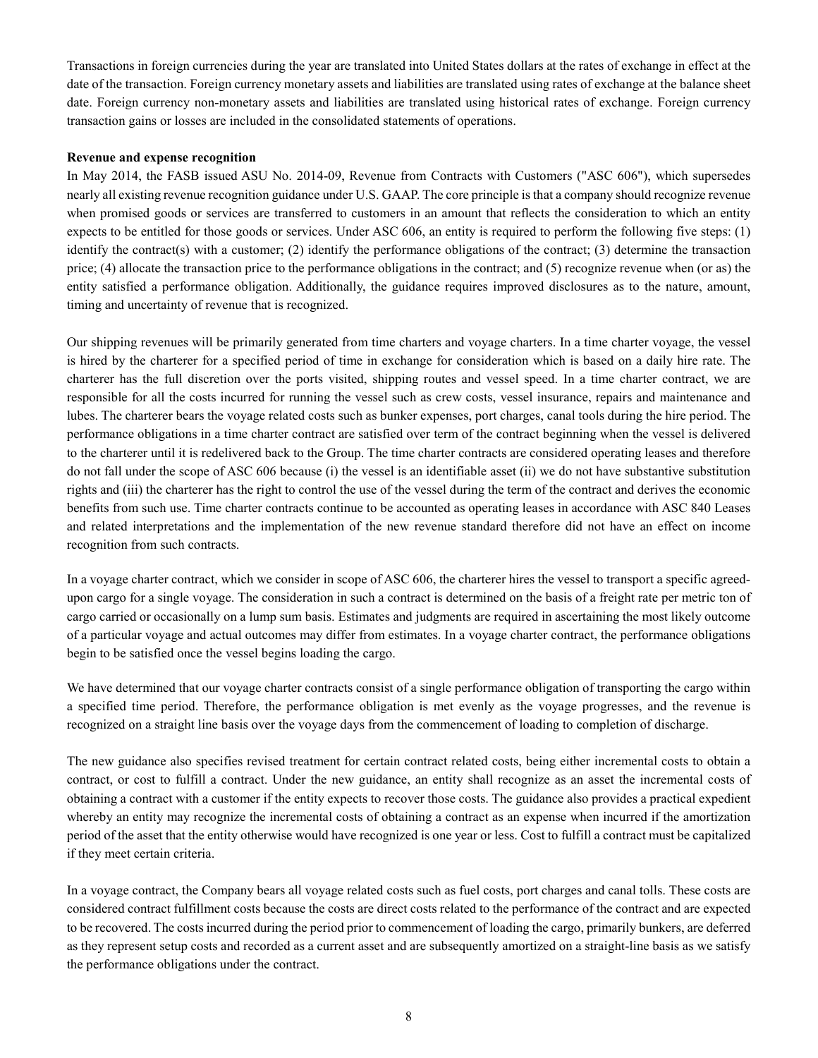Transactions in foreign currencies during the year are translated into United States dollars at the rates of exchange in effect at the date of the transaction. Foreign currency monetary assets and liabilities are translated using rates of exchange at the balance sheet date. Foreign currency non-monetary assets and liabilities are translated using historical rates of exchange. Foreign currency transaction gains or losses are included in the consolidated statements of operations.

**Revenue and expense recognition**

In May 2014, the FASB issued ASU No. 2014-09, Revenue from Contracts with Customers ("ASC 606"), which supersedes nearly all existing revenue recognition guidance under U.S. GAAP. The core principle is that a company should recognize revenue when promised goods or services are transferred to customers in an amount that reflects the consideration to which an entity expects to be entitled for those goods or services. Under ASC 606, an entity is required to perform the following five steps: (1) identify the contract(s) with a customer; (2) identify the performance obligations of the contract; (3) determine the transaction price; (4) allocate the transaction price to the performance obligations in the contract; and (5) recognize revenue when (or as) the entity satisfied a performance obligation. Additionally, the guidance requires improved disclosures as to the nature, amount, timing and uncertainty of revenue that is recognized.

Our shipping revenues will be primarily generated from time charters and voyage charters. In a time charter voyage, the vessel is hired by the charterer for a specified period of time in exchange for consideration which is based on a daily hire rate. The charterer has the full discretion over the ports visited, shipping routes and vessel speed. In a time charter contract, we are responsible for all the costs incurred for running the vessel such as crew costs, vessel insurance, repairs and maintenance and lubes. The charterer bears the voyage related costs such as bunker expenses, port charges, canal tools during the hire period. The performance obligations in a time charter contract are satisfied over term of the contract beginning when the vessel is delivered to the charterer until it is redelivered back to the Group. The time charter contracts are considered operating leases and therefore do not fall under the scope of ASC 606 because (i) the vessel is an identifiable asset (ii) we do not have substantive substitution rights and (iii) the charterer has the right to control the use of the vessel during the term of the contract and derives the economic benefits from such use. Time charter contracts continue to be accounted as operating leases in accordance with ASC 840 Leases and related interpretations and the implementation of the new revenue standard therefore did not have an effect on income recognition from such contracts.

In a voyage charter contract, which we consider in scope of ASC 606, the charterer hires the vessel to transport a specific agreed-upon cargo for a single voyage. The consideration in such a contract is determined on the basis of a freight rate per metric ton of cargo carried or occasionally on a lump sum basis. Estimates and judgments are required in ascertaining the most likely outcome of a particular voyage and actual outcomes may differ from estimates. In a voyage charter contract, the performance obligations begin to be satisfied once the vessel begins loading the cargo.

We have determined that our voyage charter contracts consist of a single performance obligation of transporting the cargo within a specified time period. Therefore, the performance obligation is met evenly as the voyage progresses, and the revenue is recognized on a straight line basis over the voyage days from the commencement of loading to completion of discharge.

The new guidance also specifies revised treatment for certain contract related costs, being either incremental costs to obtain a contract, or cost to fulfill a contract. Under the new guidance, an entity shall recognize as an asset the incremental costs of obtaining a contract with a customer if the entity expects to recover those costs. The guidance also provides a practical expedient whereby an entity may recognize the incremental costs of obtaining a contract as an expense when incurred if the amortization period of the asset that the entity otherwise would have recognized is one year or less. Cost to fulfill a contract must be capitalized if they meet certain criteria.

In a voyage contract, the Company bears all voyage related costs such as fuel costs, port charges and canal tolls. These costs are considered contract fulfillment costs because the costs are direct costs related to the performance of the contract and are expected to be recovered. The costs incurred during the period prior to commencement of loading the cargo, primarily bunkers, are deferred as they represent setup costs and recorded as a current asset and are subsequently amortized on a straight-line basis as we satisfy the performance obligations under the contract.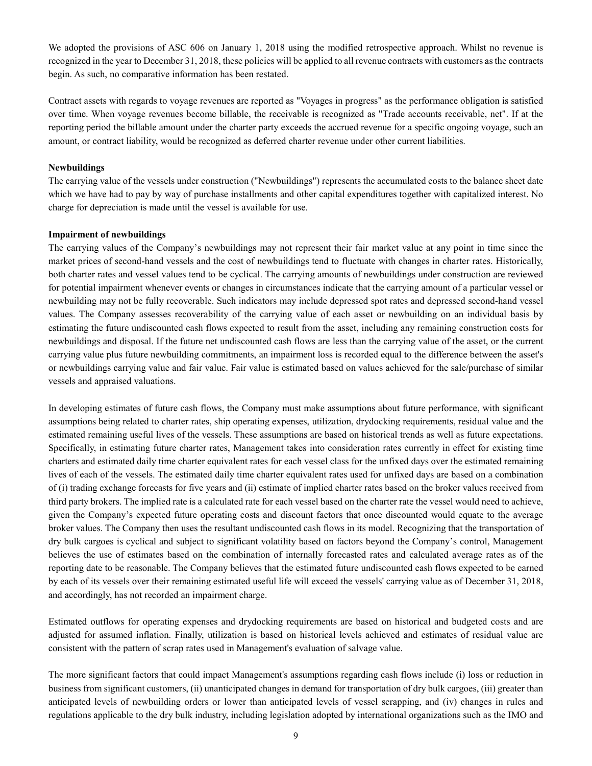We adopted the provisions of ASC 606 on January 1, 2018 using the modified retrospective approach. Whilst no revenue is recognized in the year to December 31, 2018, these policies will be applied to all revenue contracts with customers as the contracts begin. As such, no comparative information has been restated.

Contract assets with regards to voyage revenues are reported as "Voyages in progress" as the performance obligation is satisfied over time. When voyage revenues become billable, the receivable is recognized as "Trade accounts receivable, net". If at the reporting period the billable amount under the charter party exceeds the accrued revenue for a specific ongoing voyage, such an amount, or contract liability, would be recognized as deferred charter revenue under other current liabilities.

**Newbuildings**

The carrying value of the vessels under construction ("Newbuildings") represents the accumulated costs to the balance sheet date which we have had to pay by way of purchase installments and other capital expenditures together with capitalized interest. No charge for depreciation is made until the vessel is available for use.

**Impairment of newbuildings**

The carrying values of the Company's newbuildings may not represent their fair market value at any point in time since the market prices of second-hand vessels and the cost of newbuildings tend to fluctuate with changes in charter rates. Historically, both charter rates and vessel values tend to be cyclical. The carrying amounts of newbuildings under construction are reviewed for potential impairment whenever events or changes in circumstances indicate that the carrying amount of a particular vessel or newbuilding may not be fully recoverable. Such indicators may include depressed spot rates and depressed second-hand vessel values. The Company assesses recoverability of the carrying value of each asset or newbuilding on an individual basis by estimating the future undiscounted cash flows expected to result from the asset, including any remaining construction costs for newbuildings and disposal. If the future net undiscounted cash flows are less than the carrying value of the asset, or the current carrying value plus future newbuilding commitments, an impairment loss is recorded equal to the difference between the asset's or newbuildings carrying value and fair value. Fair value is estimated based on values achieved for the sale/purchase of similar vessels and appraised valuations.

In developing estimates of future cash flows, the Company must make assumptions about future performance, with significant assumptions being related to charter rates, ship operating expenses, utilization, drydocking requirements, residual value and the estimated remaining useful lives of the vessels. These assumptions are based on historical trends as well as future expectations. Specifically, in estimating future charter rates, Management takes into consideration rates currently in effect for existing time charters and estimated daily time charter equivalent rates for each vessel class for the unfixed days over the estimated remaining lives of each of the vessels. The estimated daily time charter equivalent rates used for unfixed days are based on a combination of (i) trading exchange forecasts for five years and (ii) estimate of implied charter rates based on the broker values received from third party brokers. The implied rate is a calculated rate for each vessel based on the charter rate the vessel would need to achieve, given the Company's expected future operating costs and discount factors that once discounted would equate to the average broker values. The Company then uses the resultant undiscounted cash flows in its model. Recognizing that the transportation of dry bulk cargoes is cyclical and subject to significant volatility based on factors beyond the Company's control, Management believes the use of estimates based on the combination of internally forecasted rates and calculated average rates as of the reporting date to be reasonable. The Company believes that the estimated future undiscounted cash flows expected to be earned by each of its vessels over their remaining estimated useful life will exceed the vessels' carrying value as of December 31, 2018, and accordingly, has not recorded an impairment charge.

Estimated outflows for operating expenses and drydocking requirements are based on historical and budgeted costs and are adjusted for assumed inflation. Finally, utilization is based on historical levels achieved and estimates of residual value are consistent with the pattern of scrap rates used in Management's evaluation of salvage value.

The more significant factors that could impact Management's assumptions regarding cash flows include (i) loss or reduction in business from significant customers, (ii) unanticipated changes in demand for transportation of dry bulk cargoes, (iii) greater than anticipated levels of newbuilding orders or lower than anticipated levels of vessel scrapping, and (iv) changes in rules and regulations applicable to the dry bulk industry, including legislation adopted by international organizations such as the IMO and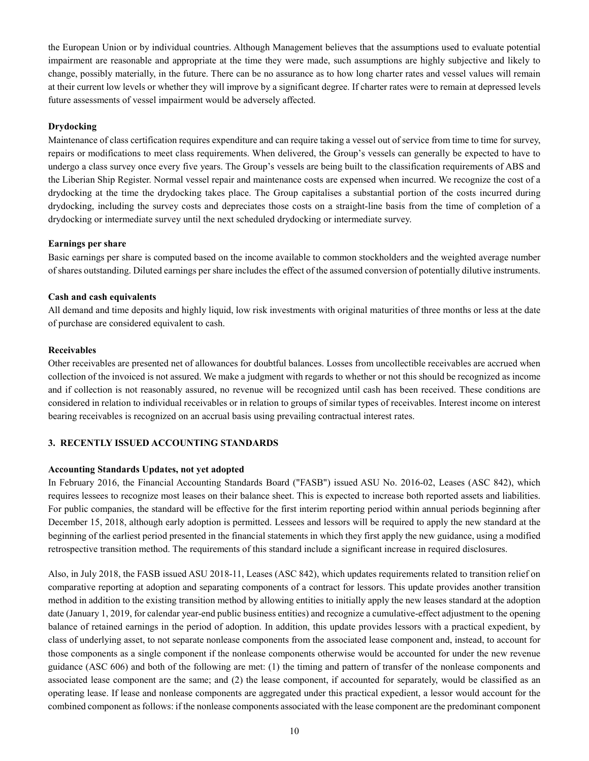the European Union or by individual countries. Although Management believes that the assumptions used to evaluate potential impairment are reasonable and appropriate at the time they were made, such assumptions are highly subjective and likely to change, possibly materially, in the future. There can be no assurance as to how long charter rates and vessel values will remain at their current low levels or whether they will improve by a significant degree. If charter rates were to remain at depressed levels future assessments of vessel impairment would be adversely affected.

**Drydocking**

Maintenance of class certification requires expenditure and can require taking a vessel out of service from time to time for survey, repairs or modifications to meet class requirements. When delivered, the Group's vessels can generally be expected to have to undergo a class survey once every five years. The Group's vessels are being built to the classification requirements of ABS and the Liberian Ship Register. Normal vessel repair and maintenance costs are expensed when incurred. We recognize the cost of a drydocking at the time the drydocking takes place. The Group capitalises a substantial portion of the costs incurred during drydocking, including the survey costs and depreciates those costs on a straight-line basis from the time of completion of a drydocking or intermediate survey until the next scheduled drydocking or intermediate survey.

**Earnings per share**

Basic earnings per share is computed based on the income available to common stockholders and the weighted average number of shares outstanding. Diluted earnings per share includes the effect of the assumed conversion of potentially dilutive instruments.

**Cash and cash equivalents**

All demand and time deposits and highly liquid, low risk investments with original maturities of three months or less at the date of purchase are considered equivalent to cash.

**Receivables**

Other receivables are presented net of allowances for doubtful balances. Losses from uncollectible receivables are accrued when collection of the invoiced is not assured. We make a judgment with regards to whether or not this should be recognized as income and if collection is not reasonably assured, no revenue will be recognized until cash has been received. These conditions are considered in relation to individual receivables or in relation to groups of similar types of receivables. Interest income on interest bearing receivables is recognized on an accrual basis using prevailing contractual interest rates.

## 3. RECENTLY ISSUED ACCOUNTING STANDARDS

**Accounting Standards Updates, not yet adopted**

In February 2016, the Financial Accounting Standards Board ("FASB") issued ASU No. 2016-02, Leases (ASC 842), which requires lessees to recognize most leases on their balance sheet. This is expected to increase both reported assets and liabilities. For public companies, the standard will be effective for the first interim reporting period within annual periods beginning after December 15, 2018, although early adoption is permitted. Lessees and lessors will be required to apply the new standard at the beginning of the earliest period presented in the financial statements in which they first apply the new guidance, using a modified retrospective transition method. The requirements of this standard include a significant increase in required disclosures.

Also, in July 2018, the FASB issued ASU 2018-11, Leases (ASC 842), which updates requirements related to transition relief on comparative reporting at adoption and separating components of a contract for lessors. This update provides another transition method in addition to the existing transition method by allowing entities to initially apply the new leases standard at the adoption date (January 1, 2019, for calendar year-end public business entities) and recognize a cumulative-effect adjustment to the opening balance of retained earnings in the period of adoption. In addition, this update provides lessors with a practical expedient, by class of underlying asset, to not separate nonlease components from the associated lease component and, instead, to account for those components as a single component if the nonlease components otherwise would be accounted for under the new revenue guidance (ASC 606) and both of the following are met: (1) the timing and pattern of transfer of the nonlease components and associated lease component are the same; and (2) the lease component, if accounted for separately, would be classified as an operating lease. If lease and nonlease components are aggregated under this practical expedient, a lessor would account for the combined component as follows: if the nonlease components associated with the lease component are the predominant component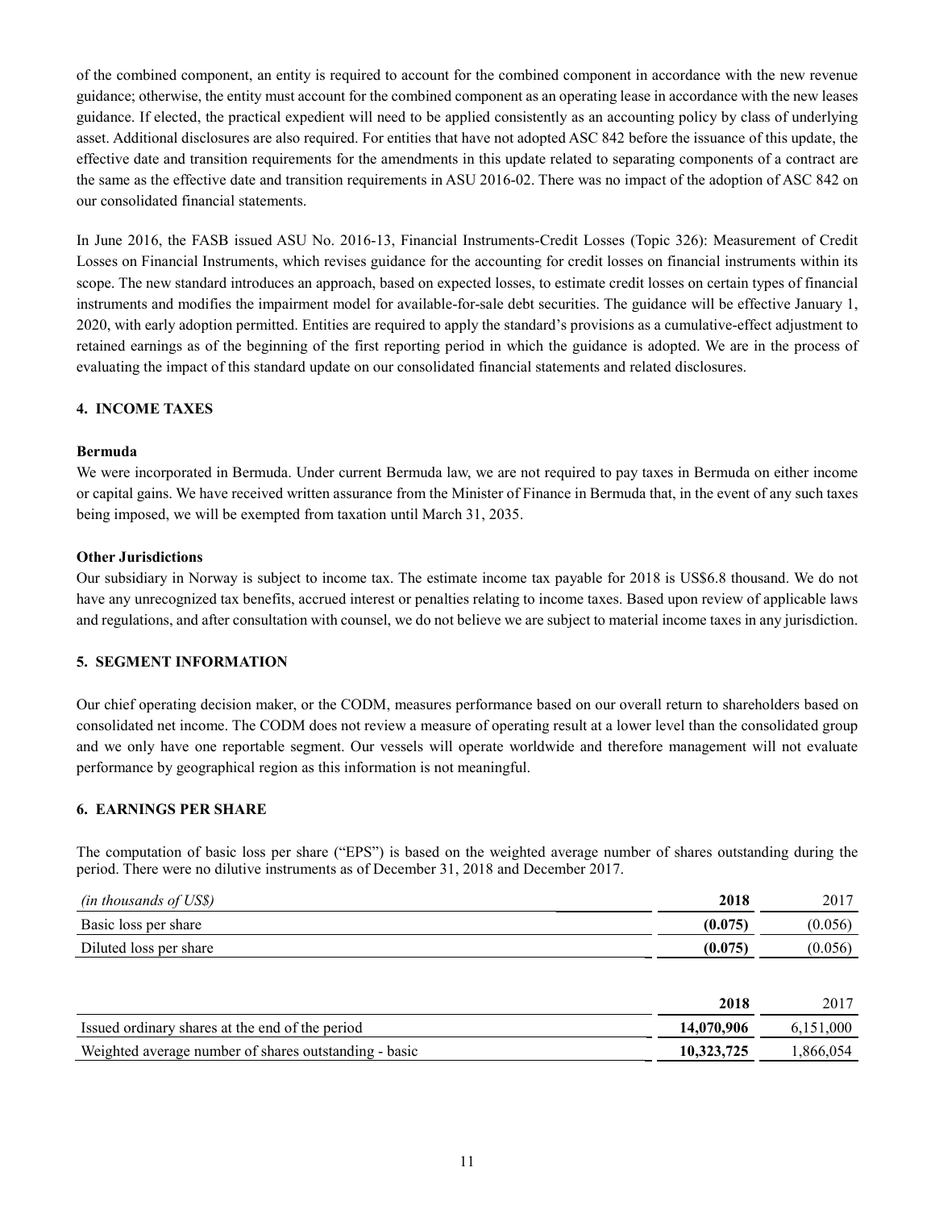of the combined component, an entity is required to account for the combined component in accordance with the new revenue guidance; otherwise, the entity must account for the combined component as an operating lease in accordance with the new leases guidance. If elected, the practical expedient will need to be applied consistently as an accounting policy by class of underlying asset. Additional disclosures are also required. For entities that have not adopted ASC 842 before the issuance of this update, the effective date and transition requirements for the amendments in this update related to separating components of a contract are the same as the effective date and transition requirements in ASU 2016-02. There was no impact of the adoption of ASC 842 on our consolidated financial statements.

In June 2016, the FASB issued ASU No. 2016-13, Financial Instruments-Credit Losses (Topic 326): Measurement of Credit Losses on Financial Instruments, which revises guidance for the accounting for credit losses on financial instruments within its scope. The new standard introduces an approach, based on expected losses, to estimate credit losses on certain types of financial instruments and modifies the impairment model for available-for-sale debt securities. The guidance will be effective January 1, 2020, with early adoption permitted. Entities are required to apply the standard's provisions as a cumulative-effect adjustment to retained earnings as of the beginning of the first reporting period in which the guidance is adopted. We are in the process of evaluating the impact of this standard update on our consolidated financial statements and related disclosures.

## 4. INCOME TAXES

**Bermuda**

We were incorporated in Bermuda. Under current Bermuda law, we are not required to pay taxes in Bermuda on either income or capital gains. We have received written assurance from the Minister of Finance in Bermuda that, in the event of any such taxes being imposed, we will be exempted from taxation until March 31, 2035.

**Other Jurisdictions**

Our subsidiary in Norway is subject to income tax. The estimate income tax payable for 2018 is US$6.8 thousand. We do not have any unrecognized tax benefits, accrued interest or penalties relating to income taxes. Based upon review of applicable laws and regulations, and after consultation with counsel, we do not believe we are subject to material income taxes in any jurisdiction.

## 5. SEGMENT INFORMATION

Our chief operating decision maker, or the CODM, measures performance based on our overall return to shareholders based on consolidated net income. The CODM does not review a measure of operating result at a lower level than the consolidated group and we only have one reportable segment. Our vessels will operate worldwide and therefore management will not evaluate performance by geographical region as this information is not meaningful.

## 6. EARNINGS PER SHARE

The computation of basic loss per share ("EPS") is based on the weighted average number of shares outstanding during the period. There were no dilutive instruments as of December 31, 2018 and December 2017.

| *(in thousands of US$)* | **2018** | 2017 |
|---|---|---|
| Basic loss per share | **(0.075)** | (0.056) |
| Diluted loss per share | **(0.075)** | (0.056) |

| | **2018** | 2017 |
|---|---|---|
| Issued ordinary shares at the end of the period | **14,070,906** | 6,151,000 |
| Weighted average number of shares outstanding - basic | **10,323,725** | 1,866,054 |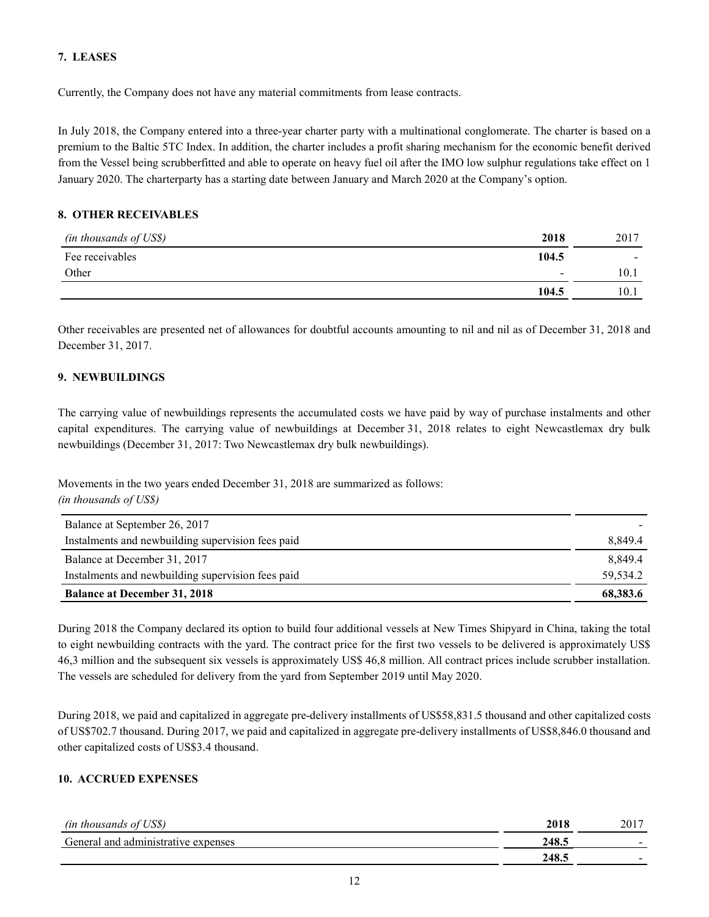## 7. LEASES

Currently, the Company does not have any material commitments from lease contracts.

In July 2018, the Company entered into a three-year charter party with a multinational conglomerate. The charter is based on a premium to the Baltic 5TC Index. In addition, the charter includes a profit sharing mechanism for the economic benefit derived from the Vessel being scrubberfitted and able to operate on heavy fuel oil after the IMO low sulphur regulations take effect on 1 January 2020. The charterparty has a starting date between January and March 2020 at the Company's option.

## 8. OTHER RECEIVABLES

| *(in thousands of US$)* | **2018** | 2017 |
|---|---|---|
| Fee receivables | **104.5** | - |
| Other | - | 10.1 |
| | **104.5** | 10.1 |

Other receivables are presented net of allowances for doubtful accounts amounting to nil and nil as of December 31, 2018 and December 31, 2017.

## 9. NEWBUILDINGS

The carrying value of newbuildings represents the accumulated costs we have paid by way of purchase instalments and other capital expenditures. The carrying value of newbuildings at December 31, 2018 relates to eight Newcastlemax dry bulk newbuildings (December 31, 2017: Two Newcastlemax dry bulk newbuildings).

Movements in the two years ended December 31, 2018 are summarized as follows:
*(in thousands of US$)*

| | |
|---|---|
| Balance at September 26, 2017 | - |
| Instalments and newbuilding supervision fees paid | 8,849.4 |
| Balance at December 31, 2017 | 8,849.4 |
| Instalments and newbuilding supervision fees paid | 59,534.2 |
| **Balance at December 31, 2018** | **68,383.6** |

During 2018 the Company declared its option to build four additional vessels at New Times Shipyard in China, taking the total to eight newbuilding contracts with the yard. The contract price for the first two vessels to be delivered is approximately US$ 46,3 million and the subsequent six vessels is approximately US$ 46,8 million. All contract prices include scrubber installation. The vessels are scheduled for delivery from the yard from September 2019 until May 2020.

During 2018, we paid and capitalized in aggregate pre-delivery installments of US$58,831.5 thousand and other capitalized costs of US$702.7 thousand. During 2017, we paid and capitalized in aggregate pre-delivery installments of US$8,846.0 thousand and other capitalized costs of US$3.4 thousand.

## 10. ACCRUED EXPENSES

| *(in thousands of US$)* | **2018** | 2017 |
|---|---|---|
| General and administrative expenses | **248.5** | - |
| | **248.5** | - |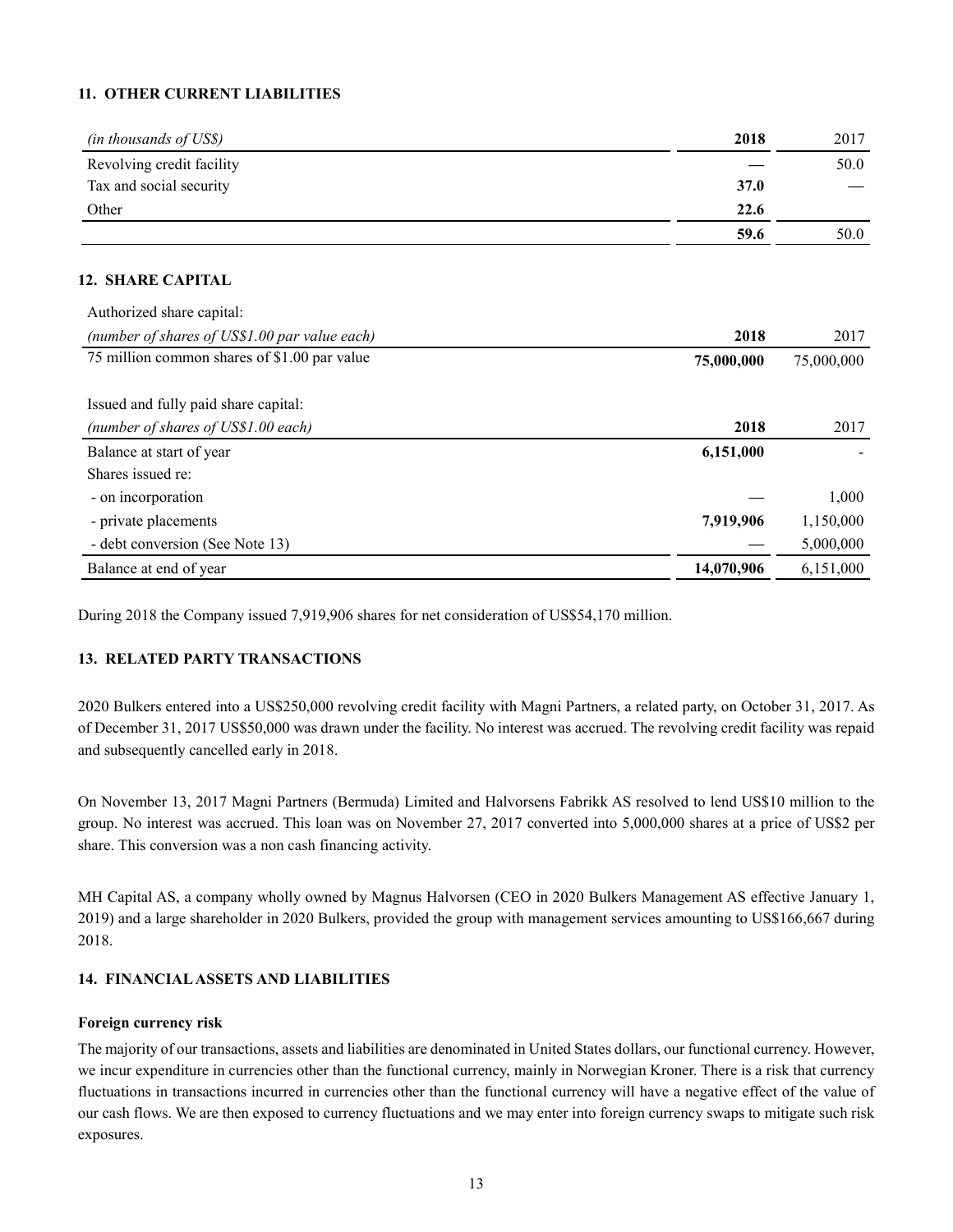### 11. OTHER CURRENT LIABILITIES

| *(in thousands of US$)* | **2018** | 2017 |
|---|---|---|
| Revolving credit facility | — | 50.0 |
| Tax and social security | **37.0** | — |
| Other | **22.6** | |
| | **59.6** | 50.0 |

### 12. SHARE CAPITAL

Authorized share capital:

| *(number of shares of US$1.00 par value each)* | **2018** | 2017 |
|---|---|---|
| 75 million common shares of $1.00 par value | **75,000,000** | 75,000,000 |

Issued and fully paid share capital:

| *(number of shares of US$1.00 each)* | **2018** | 2017 |
|---|---|---|
| Balance at start of year | **6,151,000** | - |
| Shares issued re: | | |
| - on incorporation | — | 1,000 |
| - private placements | **7,919,906** | 1,150,000 |
| - debt conversion (See Note 13) | — | 5,000,000 |
| Balance at end of year | **14,070,906** | 6,151,000 |

During 2018 the Company issued 7,919,906 shares for net consideration of US$54,170 million.

### 13. RELATED PARTY TRANSACTIONS

2020 Bulkers entered into a US$250,000 revolving credit facility with Magni Partners, a related party, on October 31, 2017. As of December 31, 2017 US$50,000 was drawn under the facility. No interest was accrued. The revolving credit facility was repaid and subsequently cancelled early in 2018.

On November 13, 2017 Magni Partners (Bermuda) Limited and Halvorsens Fabrikk AS resolved to lend US$10 million to the group. No interest was accrued. This loan was on November 27, 2017 converted into 5,000,000 shares at a price of US$2 per share. This conversion was a non cash financing activity.

MH Capital AS, a company wholly owned by Magnus Halvorsen (CEO in 2020 Bulkers Management AS effective January 1, 2019) and a large shareholder in 2020 Bulkers, provided the group with management services amounting to US$166,667 during 2018.

### 14. FINANCIAL ASSETS AND LIABILITIES

**Foreign currency risk**

The majority of our transactions, assets and liabilities are denominated in United States dollars, our functional currency. However, we incur expenditure in currencies other than the functional currency, mainly in Norwegian Kroner. There is a risk that currency fluctuations in transactions incurred in currencies other than the functional currency will have a negative effect of the value of our cash flows. We are then exposed to currency fluctuations and we may enter into foreign currency swaps to mitigate such risk exposures.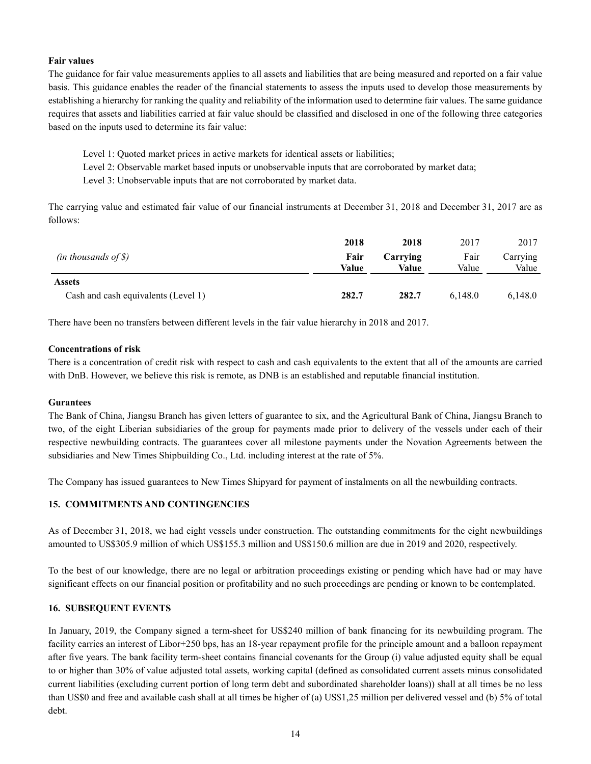**Fair values**

The guidance for fair value measurements applies to all assets and liabilities that are being measured and reported on a fair value basis. This guidance enables the reader of the financial statements to assess the inputs used to develop those measurements by establishing a hierarchy for ranking the quality and reliability of the information used to determine fair values. The same guidance requires that assets and liabilities carried at fair value should be classified and disclosed in one of the following three categories based on the inputs used to determine its fair value:

Level 1: Quoted market prices in active markets for identical assets or liabilities;

Level 2: Observable market based inputs or unobservable inputs that are corroborated by market data;

Level 3: Unobservable inputs that are not corroborated by market data.

The carrying value and estimated fair value of our financial instruments at December 31, 2018 and December 31, 2017 are as follows:

| *(in thousands of $)* | **2018 Fair Value** | **2018 Carrying Value** | 2017 Fair Value | 2017 Carrying Value |
|---|---|---|---|---|
| **Assets** | | | | |
| Cash and cash equivalents (Level 1) | **282.7** | **282.7** | 6,148.0 | 6,148.0 |

There have been no transfers between different levels in the fair value hierarchy in 2018 and 2017.

**Concentrations of risk**

There is a concentration of credit risk with respect to cash and cash equivalents to the extent that all of the amounts are carried with DnB. However, we believe this risk is remote, as DNB is an established and reputable financial institution.

**Gurantees**

The Bank of China, Jiangsu Branch has given letters of guarantee to six, and the Agricultural Bank of China, Jiangsu Branch to two, of the eight Liberian subsidiaries of the group for payments made prior to delivery of the vessels under each of their respective newbuilding contracts. The guarantees cover all milestone payments under the Novation Agreements between the subsidiaries and New Times Shipbuilding Co., Ltd. including interest at the rate of 5%.

The Company has issued guarantees to New Times Shipyard for payment of instalments on all the newbuilding contracts.

## 15. COMMITMENTS AND CONTINGENCIES

As of December 31, 2018, we had eight vessels under construction. The outstanding commitments for the eight newbuildings amounted to US$305.9 million of which US$155.3 million and US$150.6 million are due in 2019 and 2020, respectively.

To the best of our knowledge, there are no legal or arbitration proceedings existing or pending which have had or may have significant effects on our financial position or profitability and no such proceedings are pending or known to be contemplated.

## 16. SUBSEQUENT EVENTS

In January, 2019, the Company signed a term-sheet for US$240 million of bank financing for its newbuilding program. The facility carries an interest of Libor+250 bps, has an 18-year repayment profile for the principle amount and a balloon repayment after five years. The bank facility term-sheet contains financial covenants for the Group (i) value adjusted equity shall be equal to or higher than 30% of value adjusted total assets, working capital (defined as consolidated current assets minus consolidated current liabilities (excluding current portion of long term debt and subordinated shareholder loans)) shall at all times be no less than US$0 and free and available cash shall at all times be higher of (a) US$1,25 million per delivered vessel and (b) 5% of total debt.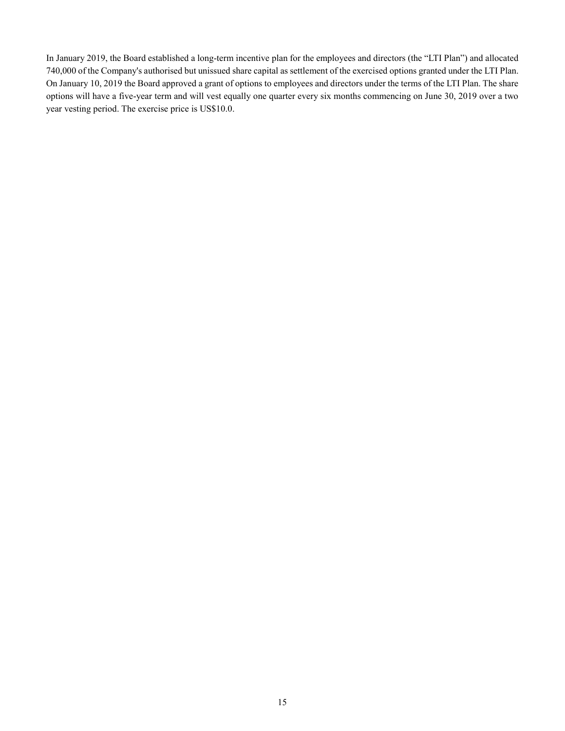In January 2019, the Board established a long-term incentive plan for the employees and directors (the "LTI Plan") and allocated 740,000 of the Company's authorised but unissued share capital as settlement of the exercised options granted under the LTI Plan. On January 10, 2019 the Board approved a grant of options to employees and directors under the terms of the LTI Plan. The share options will have a five-year term and will vest equally one quarter every six months commencing on June 30, 2019 over a two year vesting period. The exercise price is US$10.0.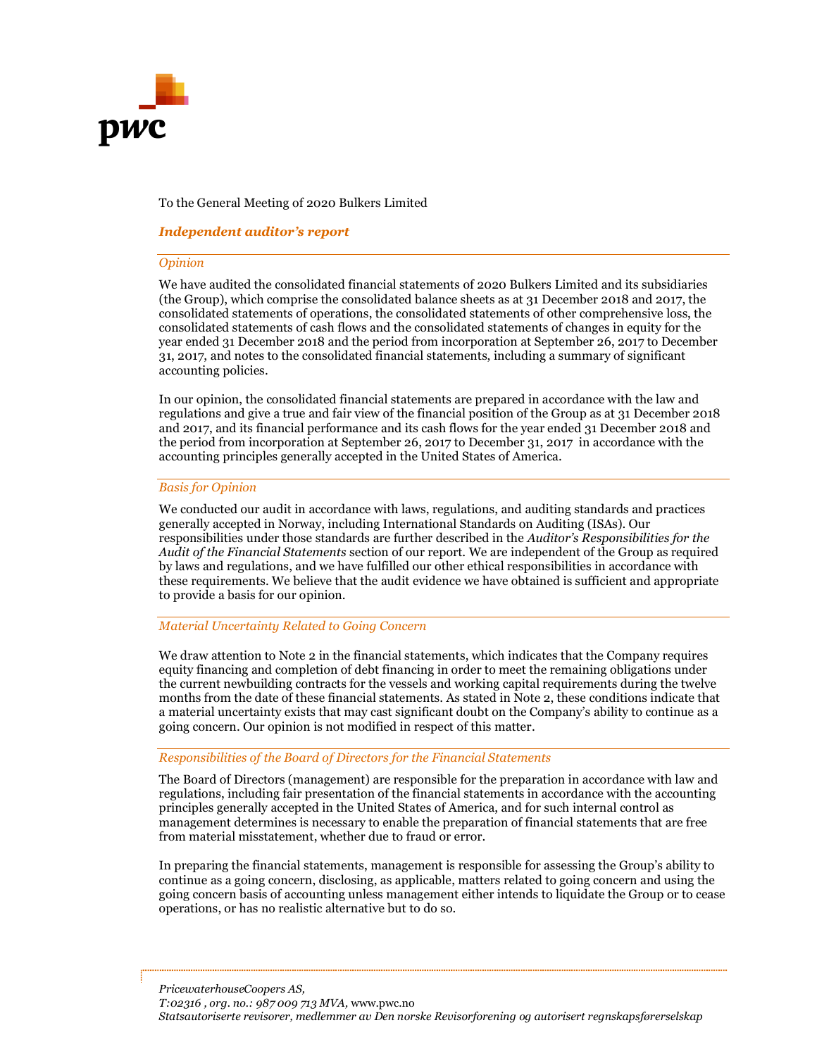To the General Meeting of 2020 Bulkers Limited

## *Independent auditor's report*

### *Opinion*

We have audited the consolidated financial statements of 2020 Bulkers Limited and its subsidiaries (the Group), which comprise the consolidated balance sheets as at 31 December 2018 and 2017, the consolidated statements of operations, the consolidated statements of other comprehensive loss, the consolidated statements of cash flows and the consolidated statements of changes in equity for the year ended 31 December 2018 and the period from incorporation at September 26, 2017 to December 31, 2017, and notes to the consolidated financial statements, including a summary of significant accounting policies.

In our opinion, the consolidated financial statements are prepared in accordance with the law and regulations and give a true and fair view of the financial position of the Group as at 31 December 2018 and 2017, and its financial performance and its cash flows for the year ended 31 December 2018 and the period from incorporation at September 26, 2017 to December 31, 2017 in accordance with the accounting principles generally accepted in the United States of America.

### *Basis for Opinion*

We conducted our audit in accordance with laws, regulations, and auditing standards and practices generally accepted in Norway, including International Standards on Auditing (ISAs). Our responsibilities under those standards are further described in the *Auditor's Responsibilities for the Audit of the Financial Statements* section of our report. We are independent of the Group as required by laws and regulations, and we have fulfilled our other ethical responsibilities in accordance with these requirements. We believe that the audit evidence we have obtained is sufficient and appropriate to provide a basis for our opinion.

### *Material Uncertainty Related to Going Concern*

We draw attention to Note 2 in the financial statements, which indicates that the Company requires equity financing and completion of debt financing in order to meet the remaining obligations under the current newbuilding contracts for the vessels and working capital requirements during the twelve months from the date of these financial statements. As stated in Note 2, these conditions indicate that a material uncertainty exists that may cast significant doubt on the Company's ability to continue as a going concern. Our opinion is not modified in respect of this matter.

### *Responsibilities of the Board of Directors for the Financial Statements*

The Board of Directors (management) are responsible for the preparation in accordance with law and regulations, including fair presentation of the financial statements in accordance with the accounting principles generally accepted in the United States of America, and for such internal control as management determines is necessary to enable the preparation of financial statements that are free from material misstatement, whether due to fraud or error.

In preparing the financial statements, management is responsible for assessing the Group's ability to continue as a going concern, disclosing, as applicable, matters related to going concern and using the going concern basis of accounting unless management either intends to liquidate the Group or to cease operations, or has no realistic alternative but to do so.

*PricewaterhouseCoopers AS,*
*T:02316 , org. no.: 987 009 713 MVA,* www.pwc.no
*Statsautoriserte revisorer, medlemmer av Den norske Revisorforening og autorisert regnskapsførerselskap*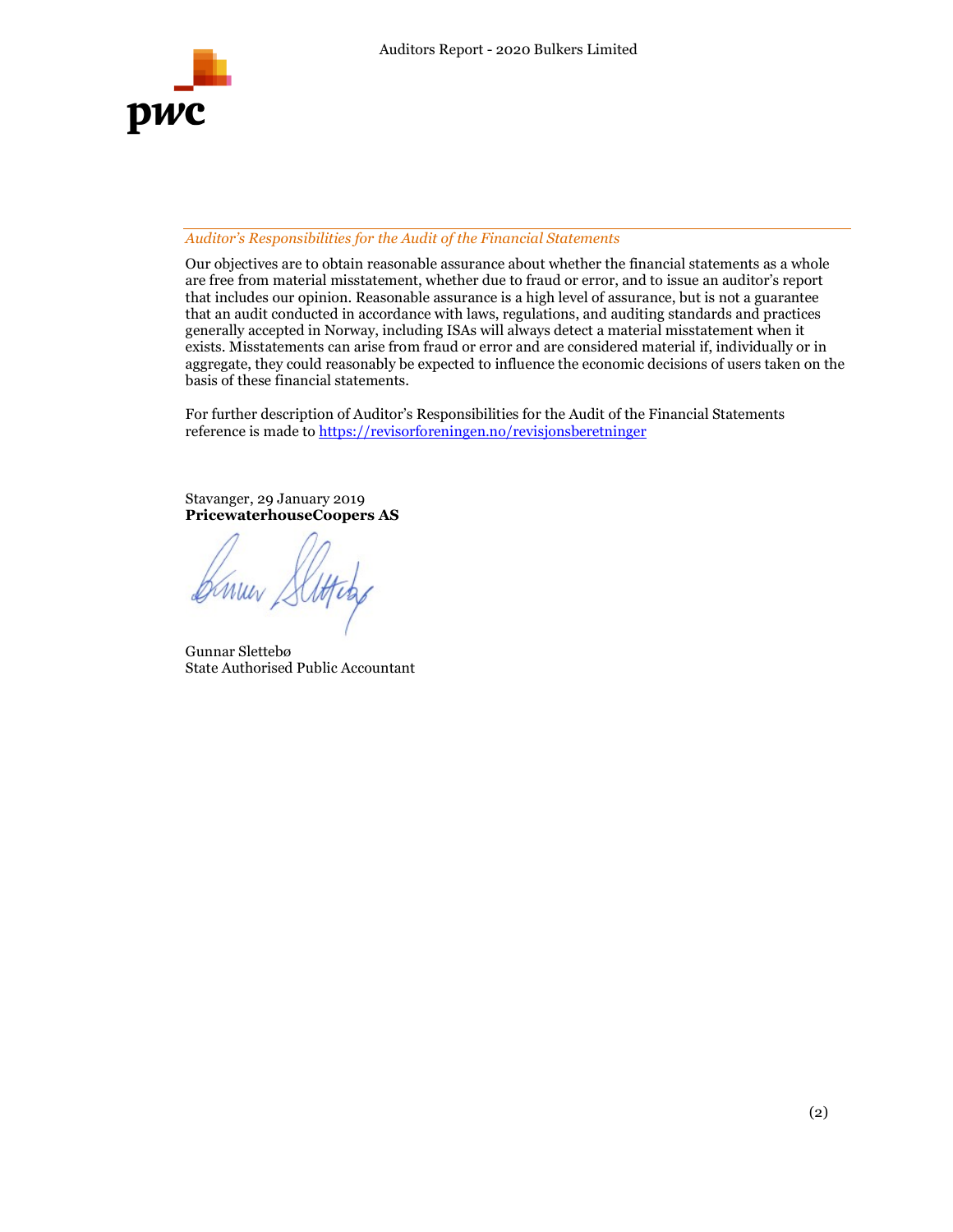*Auditor's Responsibilities for the Audit of the Financial Statements*

Our objectives are to obtain reasonable assurance about whether the financial statements as a whole are free from material misstatement, whether due to fraud or error, and to issue an auditor's report that includes our opinion. Reasonable assurance is a high level of assurance, but is not a guarantee that an audit conducted in accordance with laws, regulations, and auditing standards and practices generally accepted in Norway, including ISAs will always detect a material misstatement when it exists. Misstatements can arise from fraud or error and are considered material if, individually or in aggregate, they could reasonably be expected to influence the economic decisions of users taken on the basis of these financial statements.

For further description of Auditor's Responsibilities for the Audit of the Financial Statements reference is made to https://revisorforeningen.no/revisjonsberetninger

Stavanger, 29 January 2019
**PricewaterhouseCoopers AS**

Gunnar Slettebø
State Authorised Public Accountant